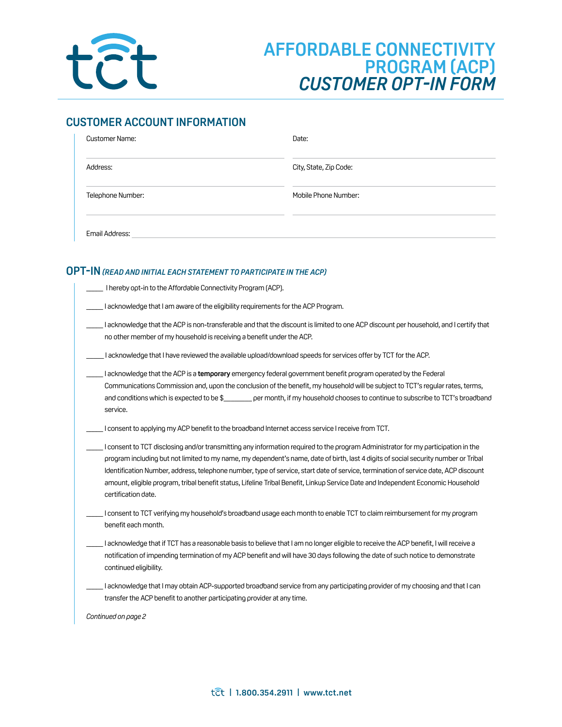# AFFORDABLE CONNECTIVITY PROGRAM (ACP) *CUSTOMER OPT-IN FORM*

## CUSTOMER ACCOUNT INFORMATION

Customer Name: ____________________ Date: ____________________

Address: ____________________ City, State, Zip Code: ____________________

Telephone Number: ____________________ Mobile Phone Number: ____________________

Email Address: ____________________

## OPT-IN *(READ AND INITIAL EACH STATEMENT TO PARTICIPATE IN THE ACP)*

_____ I hereby opt-in to the Affordable Connectivity Program (ACP).

_____ I acknowledge that I am aware of the eligibility requirements for the ACP Program.

_____ I acknowledge that the ACP is non-transferable and that the discount is limited to one ACP discount per household, and I certify that no other member of my household is receiving a benefit under the ACP.

_____ I acknowledge that I have reviewed the available upload/download speeds for services offer by TCT for the ACP.

_____ I acknowledge that the ACP is a **temporary** emergency federal government benefit program operated by the Federal Communications Commission and, upon the conclusion of the benefit, my household will be subject to TCT's regular rates, terms, and conditions which is expected to be $________ per month, if my household chooses to continue to subscribe to TCT's broadband service.

_____ I consent to applying my ACP benefit to the broadband Internet access service I receive from TCT.

_____ I consent to TCT disclosing and/or transmitting any information required to the program Administrator for my participation in the program including but not limited to my name, my dependent's name, date of birth, last 4 digits of social security number or Tribal Identification Number, address, telephone number, type of service, start date of service, termination of service date, ACP discount amount, eligible program, tribal benefit status, Lifeline Tribal Benefit, Linkup Service Date and Independent Economic Household certification date.

_____ I consent to TCT verifying my household's broadband usage each month to enable TCT to claim reimbursement for my program benefit each month.

_____ I acknowledge that if TCT has a reasonable basis to believe that I am no longer eligible to receive the ACP benefit, I will receive a notification of impending termination of my ACP benefit and will have 30 days following the date of such notice to demonstrate continued eligibility.

_____ I acknowledge that I may obtain ACP-supported broadband service from any participating provider of my choosing and that I can transfer the ACP benefit to another participating provider at any time.

*Continued on page 2*

tct | 1.800.354.2911 | www.tct.net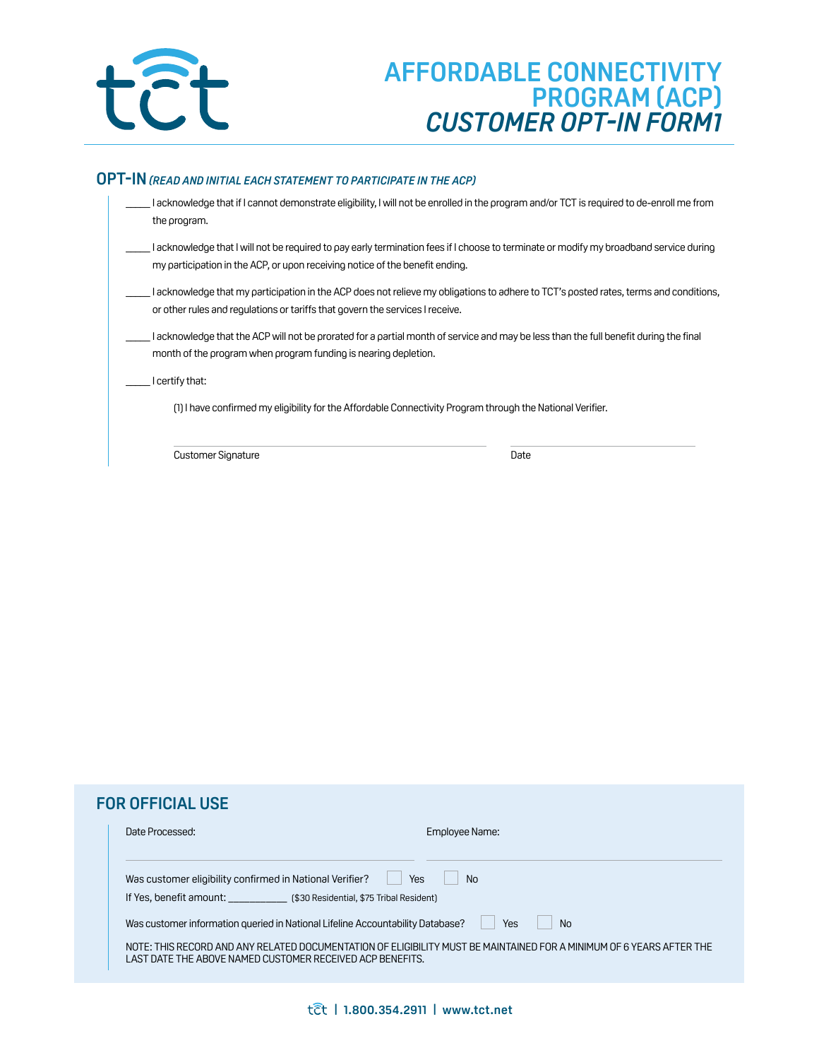# AFFORDABLE CONNECTIVITY PROGRAM (ACP) *CUSTOMER OPT-IN FORM*1

## OPT-IN *(READ AND INITIAL EACH STATEMENT TO PARTICIPATE IN THE ACP)*

_____ I acknowledge that if I cannot demonstrate eligibility, I will not be enrolled in the program and/or TCT is required to de-enroll me from the program.

_____ I acknowledge that I will not be required to pay early termination fees if I choose to terminate or modify my broadband service during my participation in the ACP, or upon receiving notice of the benefit ending.

_____ I acknowledge that my participation in the ACP does not relieve my obligations to adhere to TCT's posted rates, terms and conditions, or other rules and regulations or tariffs that govern the services I receive.

_____ I acknowledge that the ACP will not be prorated for a partial month of service and may be less than the full benefit during the final month of the program when program funding is nearing depletion.

_____ I certify that:

(1) I have confirmed my eligibility for the Affordable Connectivity Program through the National Verifier.

_______________________________ Customer Signature

_______________ Date

## FOR OFFICIAL USE

Date Processed: _______________________________

Employee Name: _______________________________

Was customer eligibility confirmed in National Verifier? ☐ Yes ☐ No

If Yes, benefit amount: ___________ ($30 Residential, $75 Tribal Resident)

Was customer information queried in National Lifeline Accountability Database? ☐ Yes ☐ No

NOTE: THIS RECORD AND ANY RELATED DOCUMENTATION OF ELIGIBILITY MUST BE MAINTAINED FOR A MINIMUM OF 6 YEARS AFTER THE LAST DATE THE ABOVE NAMED CUSTOMER RECEIVED ACP BENEFITS.

tct | 1.800.354.2911 | www.tct.net